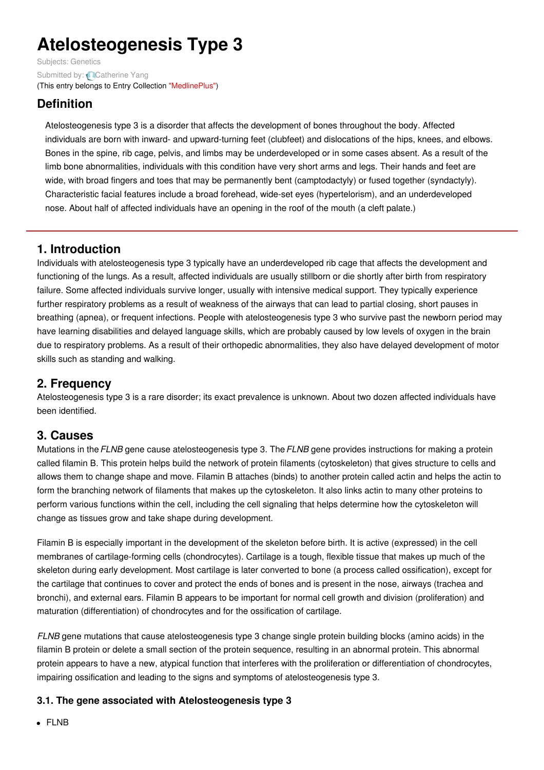# Atelosteogenesis Type 3

Subjects: Genetics

Submitted by: Catherine Yang

(This entry belongs to Entry Collection "MedlinePlus")

## Definition

Atelosteogenesis type 3 is a disorder that affects the development of bones throughout the body. Affected individuals are born with inward- and upward-turning feet (clubfeet) and dislocations of the hips, knees, and elbows. Bones in the spine, rib cage, pelvis, and limbs may be underdeveloped or in some cases absent. As a result of the limb bone abnormalities, individuals with this condition have very short arms and legs. Their hands and feet are wide, with broad fingers and toes that may be permanently bent (camptodactyly) or fused together (syndactyly). Characteristic facial features include a broad forehead, wide-set eyes (hypertelorism), and an underdeveloped nose. About half of affected individuals have an opening in the roof of the mouth (a cleft palate.)

## 1. Introduction

Individuals with atelosteogenesis type 3 typically have an underdeveloped rib cage that affects the development and functioning of the lungs. As a result, affected individuals are usually stillborn or die shortly after birth from respiratory failure. Some affected individuals survive longer, usually with intensive medical support. They typically experience further respiratory problems as a result of weakness of the airways that can lead to partial closing, short pauses in breathing (apnea), or frequent infections. People with atelosteogenesis type 3 who survive past the newborn period may have learning disabilities and delayed language skills, which are probably caused by low levels of oxygen in the brain due to respiratory problems. As a result of their orthopedic abnormalities, they also have delayed development of motor skills such as standing and walking.

## 2. Frequency

Atelosteogenesis type 3 is a rare disorder; its exact prevalence is unknown. About two dozen affected individuals have been identified.

## 3. Causes

Mutations in the *FLNB* gene cause atelosteogenesis type 3. The *FLNB* gene provides instructions for making a protein called filamin B. This protein helps build the network of protein filaments (cytoskeleton) that gives structure to cells and allows them to change shape and move. Filamin B attaches (binds) to another protein called actin and helps the actin to form the branching network of filaments that makes up the cytoskeleton. It also links actin to many other proteins to perform various functions within the cell, including the cell signaling that helps determine how the cytoskeleton will change as tissues grow and take shape during development.

Filamin B is especially important in the development of the skeleton before birth. It is active (expressed) in the cell membranes of cartilage-forming cells (chondrocytes). Cartilage is a tough, flexible tissue that makes up much of the skeleton during early development. Most cartilage is later converted to bone (a process called ossification), except for the cartilage that continues to cover and protect the ends of bones and is present in the nose, airways (trachea and bronchi), and external ears. Filamin B appears to be important for normal cell growth and division (proliferation) and maturation (differentiation) of chondrocytes and for the ossification of cartilage.

*FLNB* gene mutations that cause atelosteogenesis type 3 change single protein building blocks (amino acids) in the filamin B protein or delete a small section of the protein sequence, resulting in an abnormal protein. This abnormal protein appears to have a new, atypical function that interferes with the proliferation or differentiation of chondrocytes, impairing ossification and leading to the signs and symptoms of atelosteogenesis type 3.

### 3.1. The gene associated with Atelosteogenesis type 3

- FLNB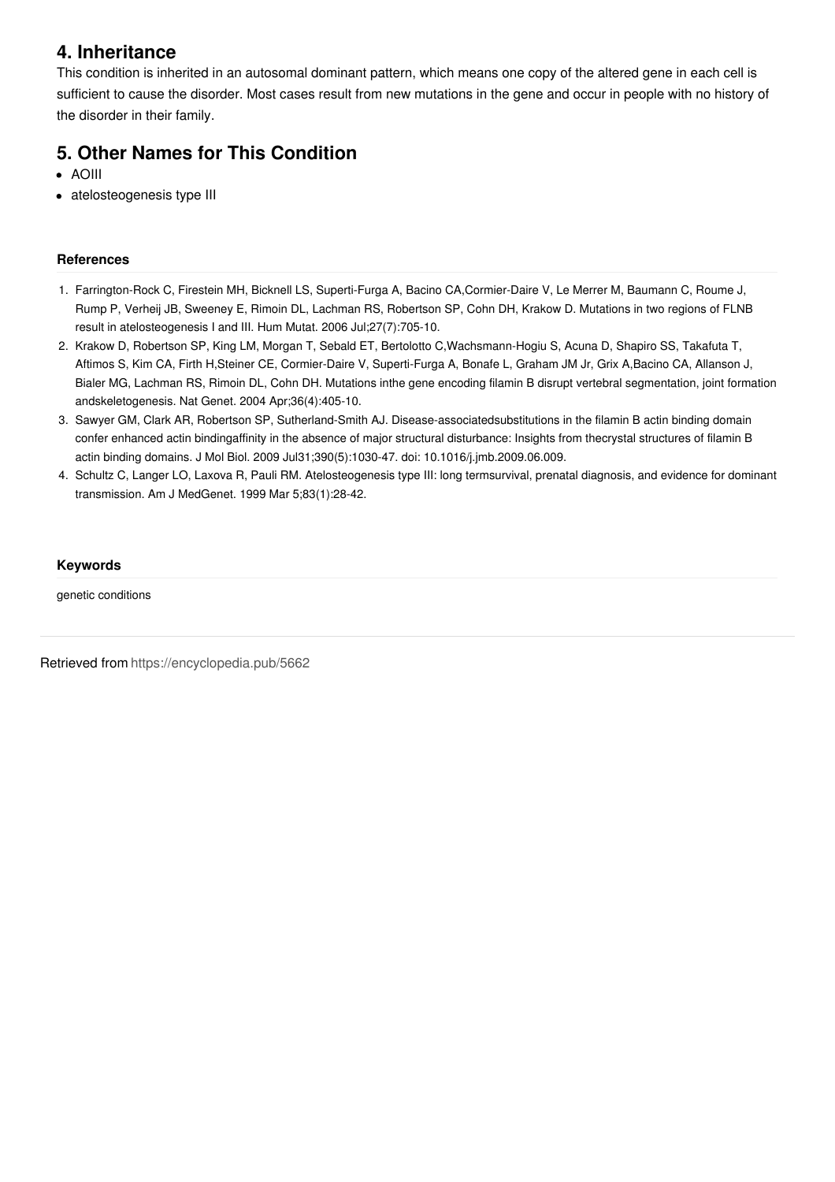## 4. Inheritance

This condition is inherited in an autosomal dominant pattern, which means one copy of the altered gene in each cell is sufficient to cause the disorder. Most cases result from new mutations in the gene and occur in people with no history of the disorder in their family.

## 5. Other Names for This Condition

- AOIII
- atelosteogenesis type III

### References

1. Farrington-Rock C, Firestein MH, Bicknell LS, Superti-Furga A, Bacino CA,Cormier-Daire V, Le Merrer M, Baumann C, Roume J, Rump P, Verheij JB, Sweeney E, Rimoin DL, Lachman RS, Robertson SP, Cohn DH, Krakow D. Mutations in two regions of FLNB result in atelosteogenesis I and III. Hum Mutat. 2006 Jul;27(7):705-10.
2. Krakow D, Robertson SP, King LM, Morgan T, Sebald ET, Bertolotto C,Wachsmann-Hogiu S, Acuna D, Shapiro SS, Takafuta T, Aftimos S, Kim CA, Firth H,Steiner CE, Cormier-Daire V, Superti-Furga A, Bonafe L, Graham JM Jr, Grix A,Bacino CA, Allanson J, Bialer MG, Lachman RS, Rimoin DL, Cohn DH. Mutations inthe gene encoding filamin B disrupt vertebral segmentation, joint formation andskeletogenesis. Nat Genet. 2004 Apr;36(4):405-10.
3. Sawyer GM, Clark AR, Robertson SP, Sutherland-Smith AJ. Disease-associatedsubstitutions in the filamin B actin binding domain confer enhanced actin bindingaffinity in the absence of major structural disturbance: Insights from thecrystal structures of filamin B actin binding domains. J Mol Biol. 2009 Jul31;390(5):1030-47. doi: 10.1016/j.jmb.2009.06.009.
4. Schultz C, Langer LO, Laxova R, Pauli RM. Atelosteogenesis type III: long termsurvival, prenatal diagnosis, and evidence for dominant transmission. Am J MedGenet. 1999 Mar 5;83(1):28-42.

### Keywords

genetic conditions

Retrieved from https://encyclopedia.pub/5662